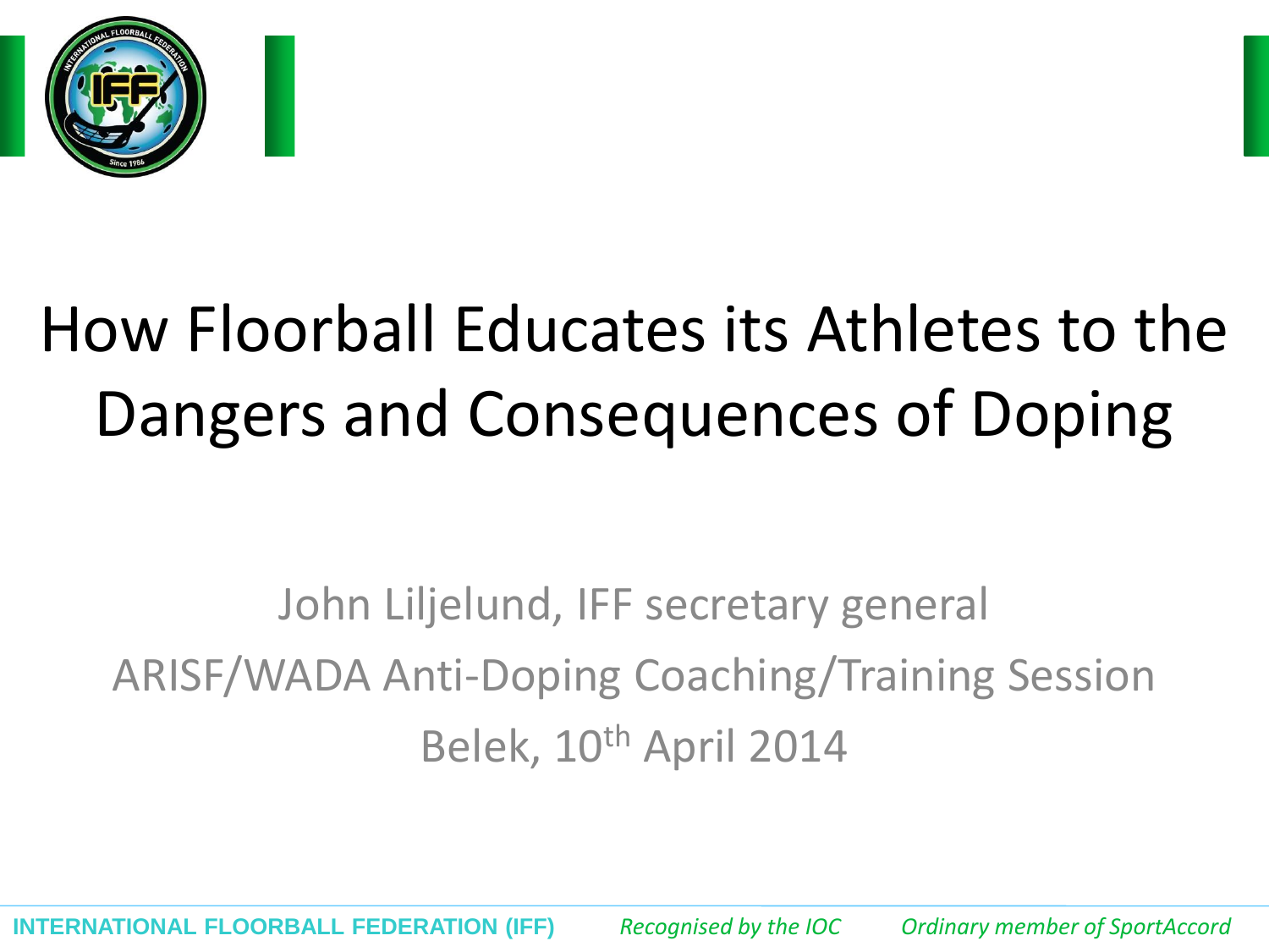# How Floorball Educates its Athletes to the Dangers and Consequences of Doping

John Liljelund, IFF secretary general

ARISF/WADA Anti-Doping Coaching/Training Session

Belek, 10th April 2014

INTERNATIONAL FLOORBALL FEDERATION (IFF) *Recognised by the IOC* *Ordinary member of SportAccord*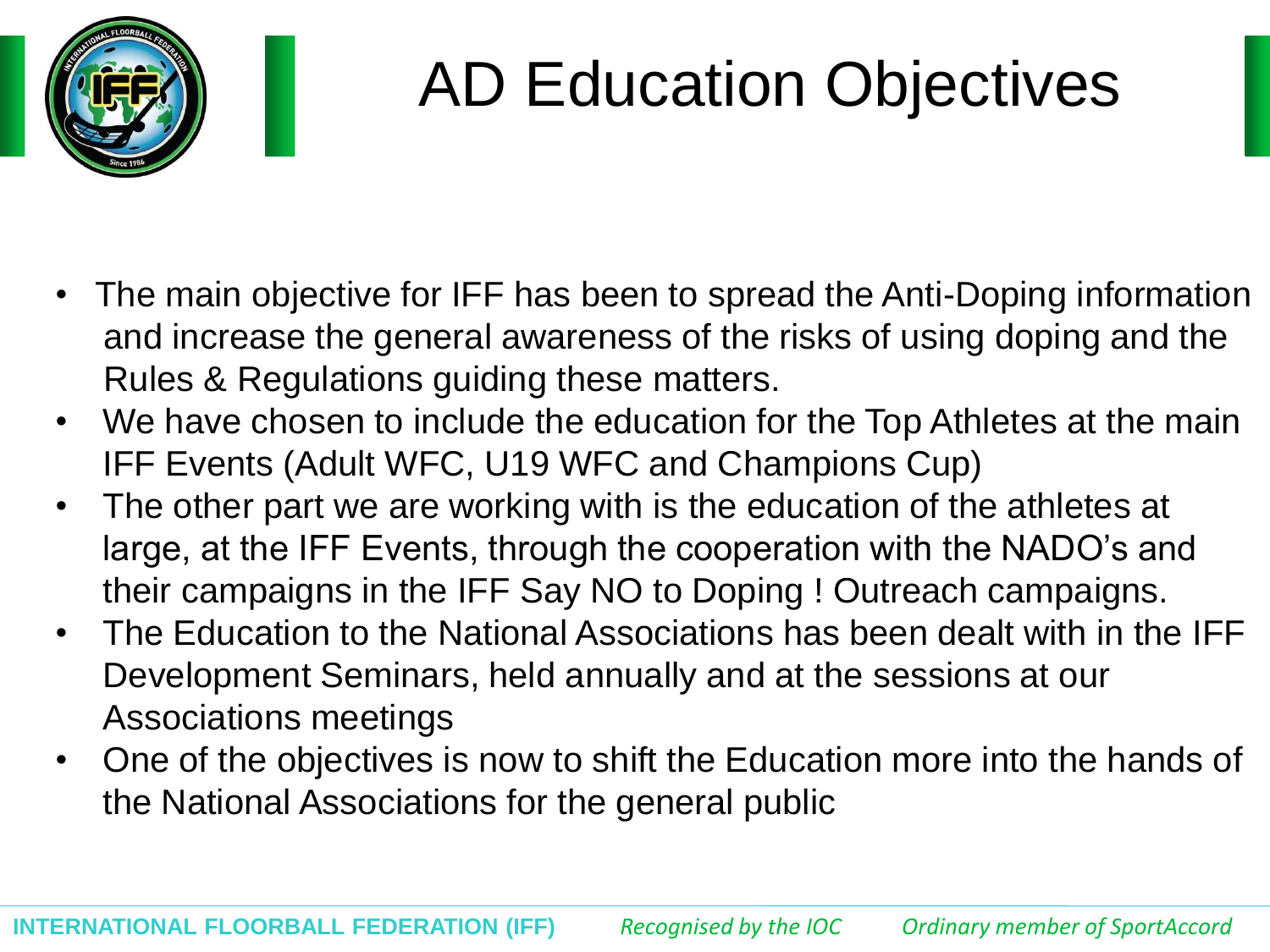# AD Education Objectives

- The main objective for IFF has been to spread the Anti-Doping information and increase the general awareness of the risks of using doping and the Rules & Regulations guiding these matters.
- We have chosen to include the education for the Top Athletes at the main IFF Events (Adult WFC, U19 WFC and Champions Cup)
- The other part we are working with is the education of the athletes at large, at the IFF Events, through the cooperation with the NADO's and their campaigns in the IFF Say NO to Doping ! Outreach campaigns.
- The Education to the National Associations has been dealt with in the IFF Development Seminars, held annually and at the sessions at our Associations meetings
- One of the objectives is now to shift the Education more into the hands of the National Associations for the general public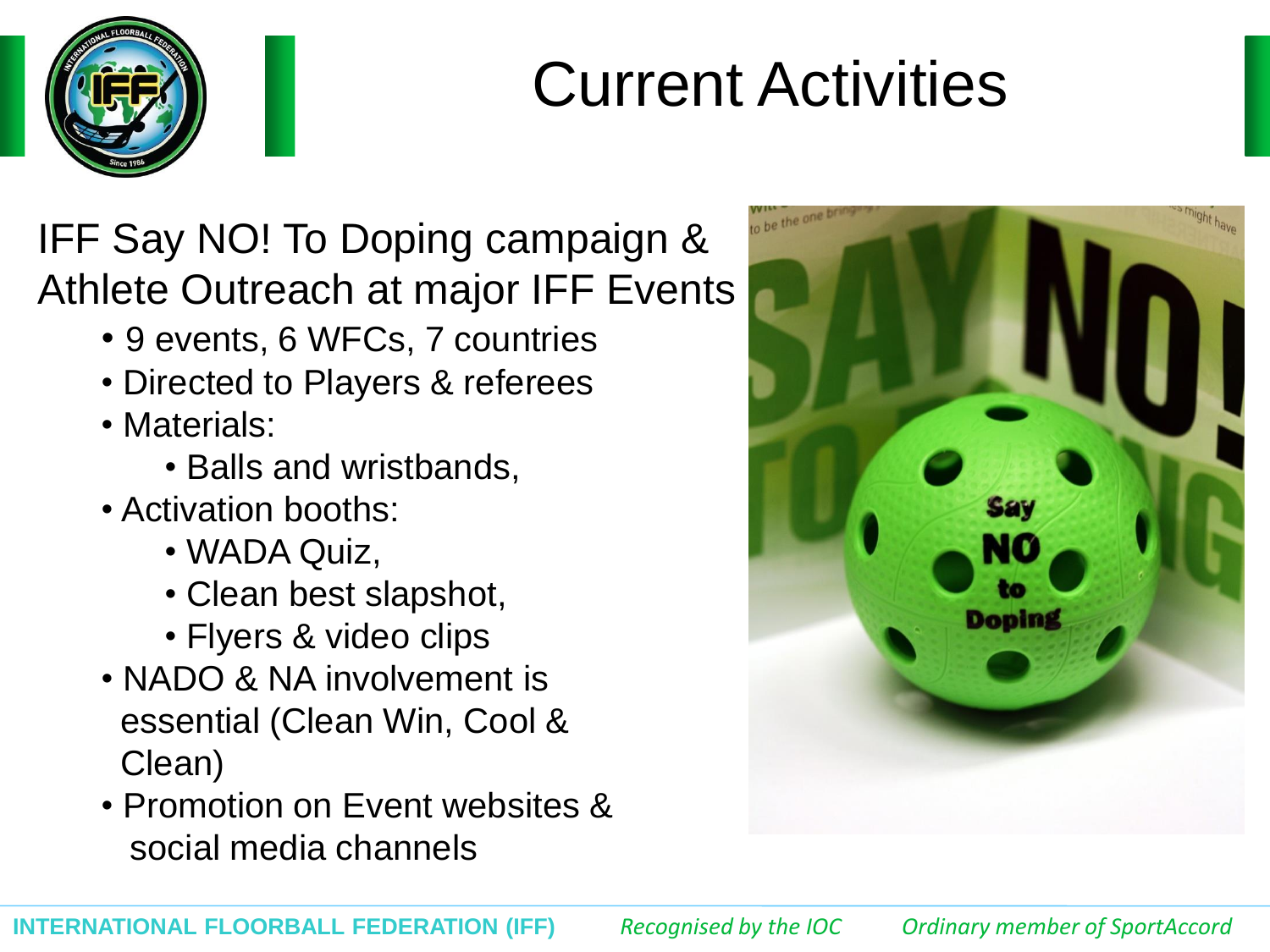# Current Activities

IFF Say NO! To Doping campaign & Athlete Outreach at major IFF Events

- 9 events, 6 WFCs, 7 countries
- Directed to Players & referees
- Materials:
  - Balls and wristbands,
- Activation booths:
  - WADA Quiz,
  - Clean best slapshot,
  - Flyers & video clips
- NADO & NA involvement is essential (Clean Win, Cool & Clean)
- Promotion on Event websites & social media channels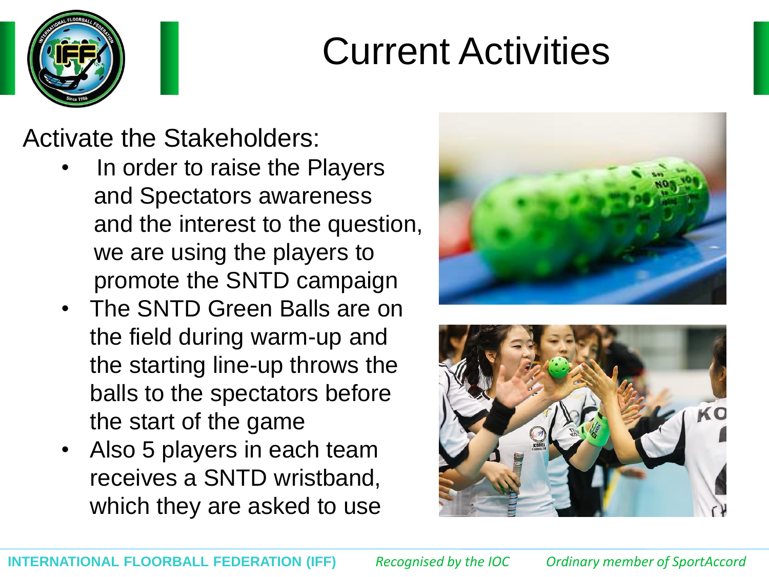# Current Activities

Activate the Stakeholders:

- In order to raise the Players and Spectators awareness and the interest to the question, we are using the players to promote the SNTD campaign
- The SNTD Green Balls are on the field during warm-up and the starting line-up throws the balls to the spectators before the start of the game
- Also 5 players in each team receives a SNTD wristband, which they are asked to use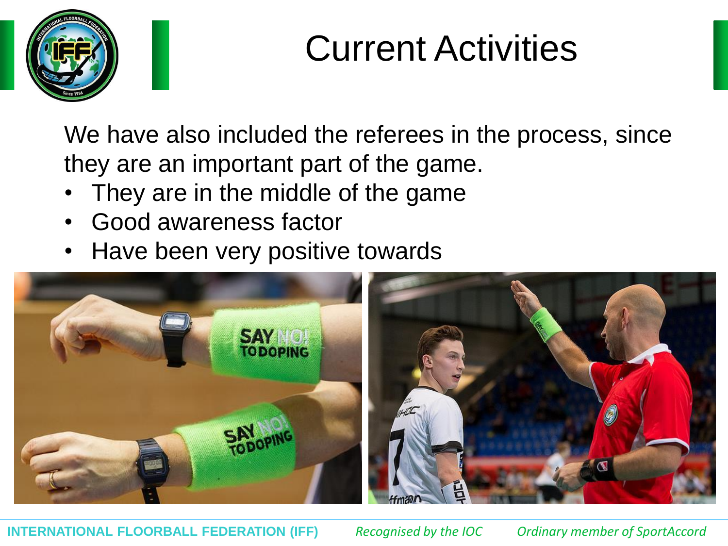# Current Activities

We have also included the referees in the process, since they are an important part of the game.

- They are in the middle of the game
- Good awareness factor
- Have been very positive towards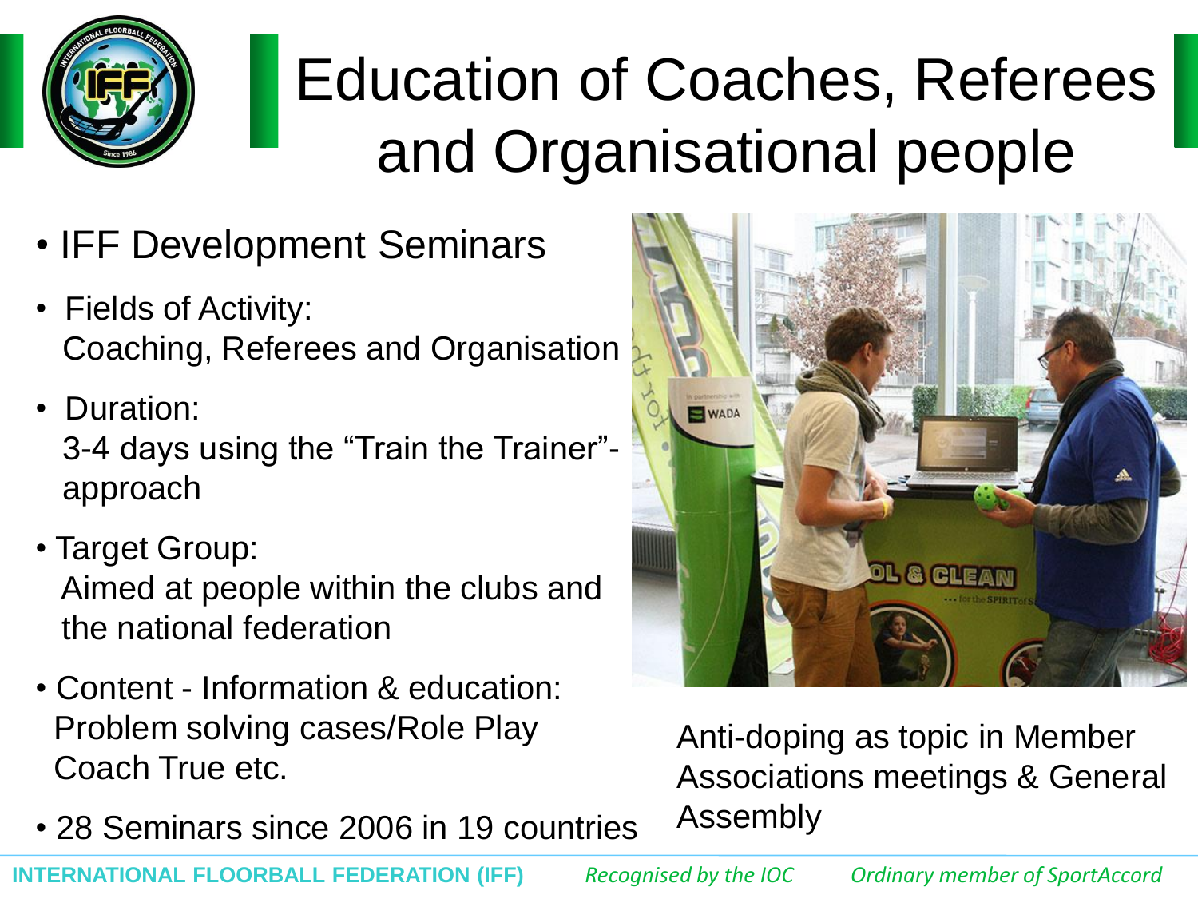# Education of Coaches, Referees and Organisational people

- IFF Development Seminars
- Fields of Activity:
  Coaching, Referees and Organisation
- Duration:
  3-4 days using the "Train the Trainer"-approach
- Target Group:
  Aimed at people within the clubs and the national federation
- Content - Information & education:
  Problem solving cases/Role Play
  Coach True etc.
- 28 Seminars since 2006 in 19 countries

Anti-doping as topic in Member Associations meetings & General Assembly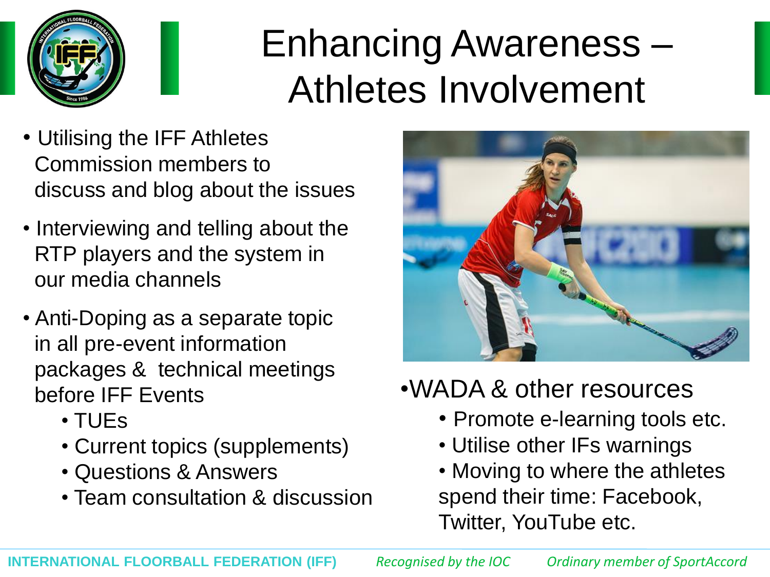# Enhancing Awareness – Athletes Involvement

- Utilising the IFF Athletes Commission members to discuss and blog about the issues
- Interviewing and telling about the RTP players and the system in our media channels
- Anti-Doping as a separate topic in all pre-event information packages & technical meetings before IFF Events
  - TUEs
  - Current topics (supplements)
  - Questions & Answers
  - Team consultation & discussion

- WADA & other resources
  - Promote e-learning tools etc.
  - Utilise other IFs warnings
  - Moving to where the athletes spend their time: Facebook, Twitter, YouTube etc.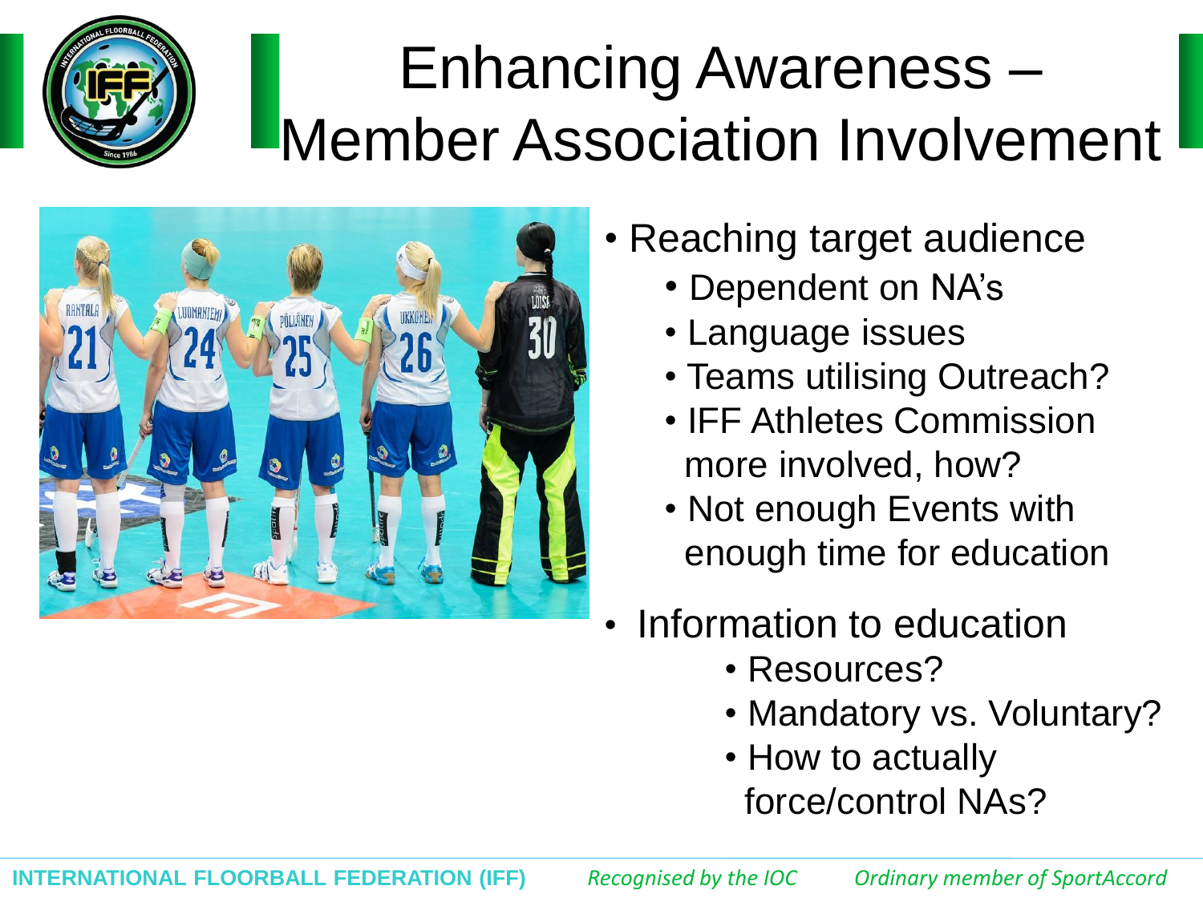# Enhancing Awareness – Member Association Involvement

- Reaching target audience
  - Dependent on NA's
  - Language issues
  - Teams utilising Outreach?
  - IFF Athletes Commission more involved, how?
  - Not enough Events with enough time for education
- Information to education
  - Resources?
  - Mandatory vs. Voluntary?
  - How to actually force/control NAs?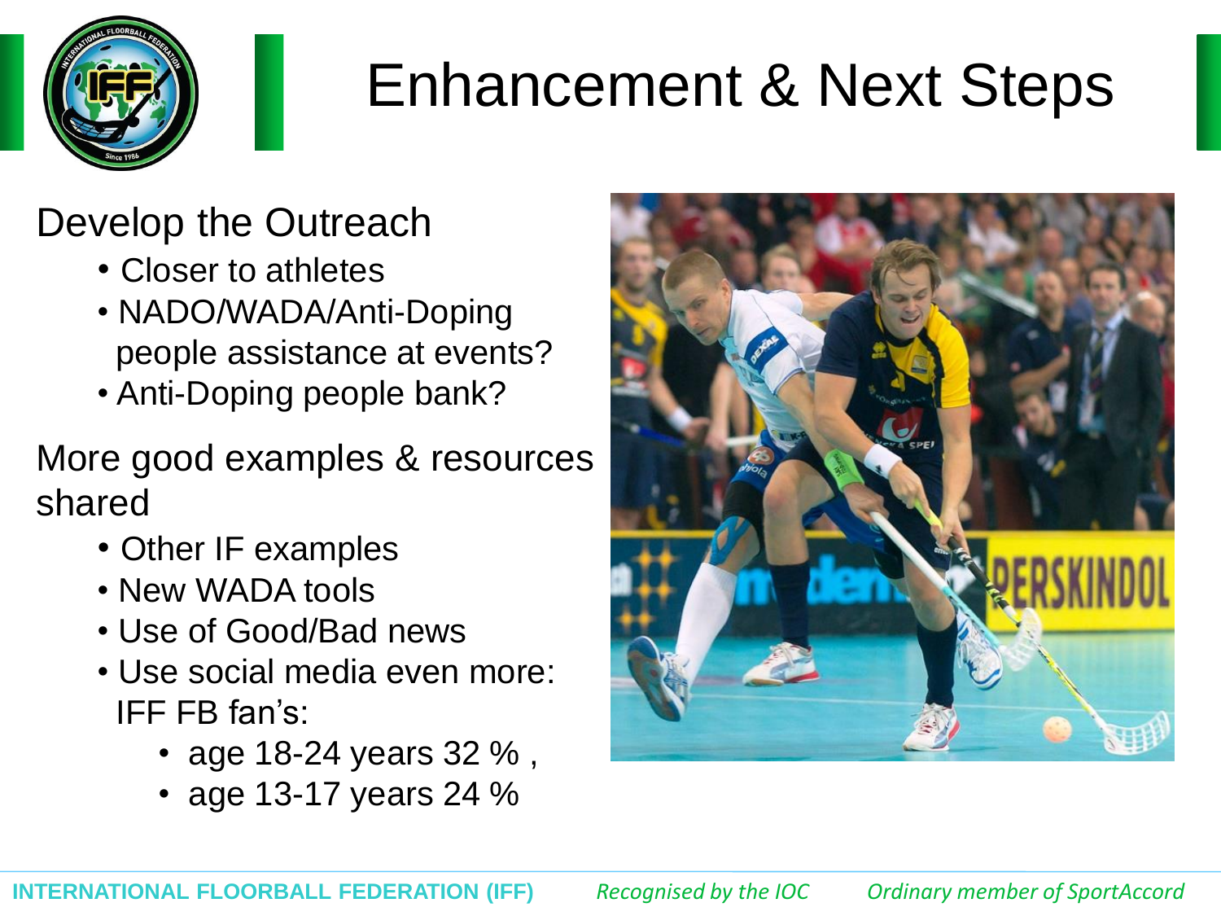# Enhancement & Next Steps

Develop the Outreach

- Closer to athletes
- NADO/WADA/Anti-Doping people assistance at events?
- Anti-Doping people bank?

More good examples & resources shared

- Other IF examples
- New WADA tools
- Use of Good/Bad news
- Use social media even more: IFF FB fan's:
  - age 18-24 years 32 % ,
  - age 13-17 years 24 %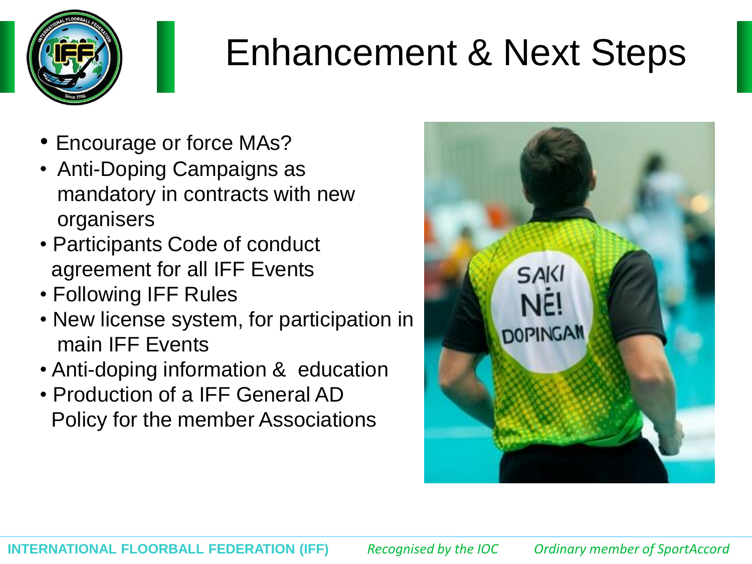# Enhancement & Next Steps

- Encourage or force MAs?
- Anti-Doping Campaigns as mandatory in contracts with new organisers
- Participants Code of conduct agreement for all IFF Events
- Following IFF Rules
- New license system, for participation in main IFF Events
- Anti-doping information & education
- Production of a IFF General AD Policy for the member Associations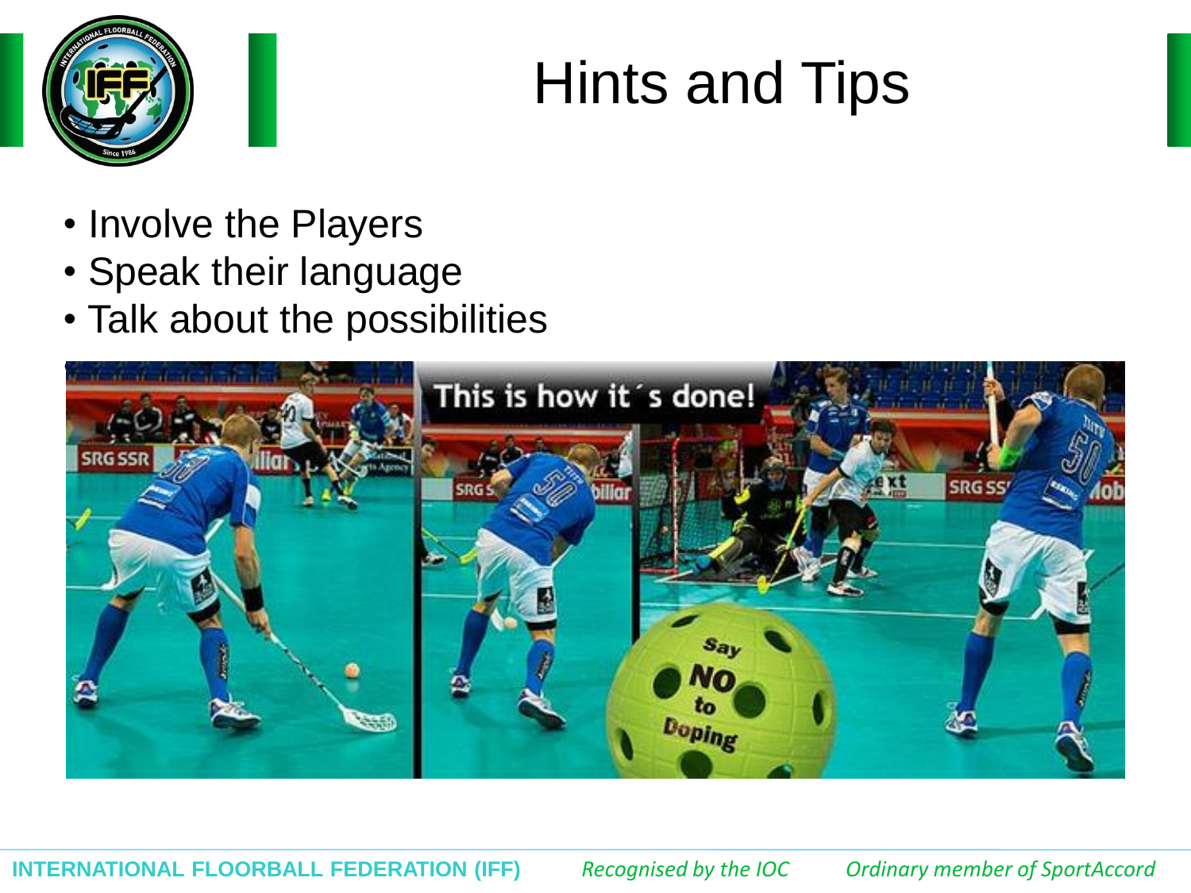# Hints and Tips

- Involve the Players
- Speak their language
- Talk about the possibilities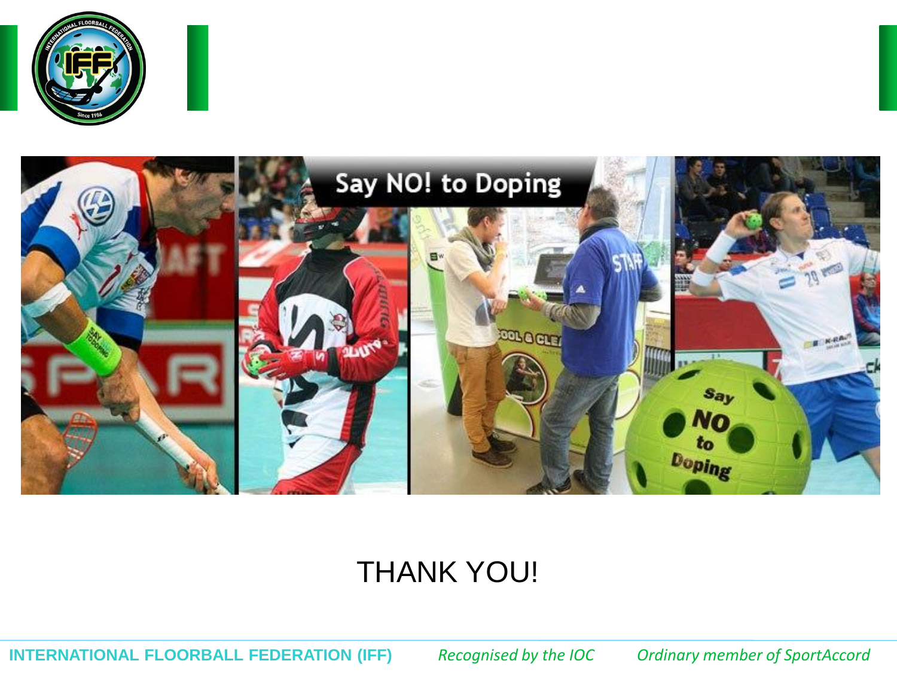THANK YOU!